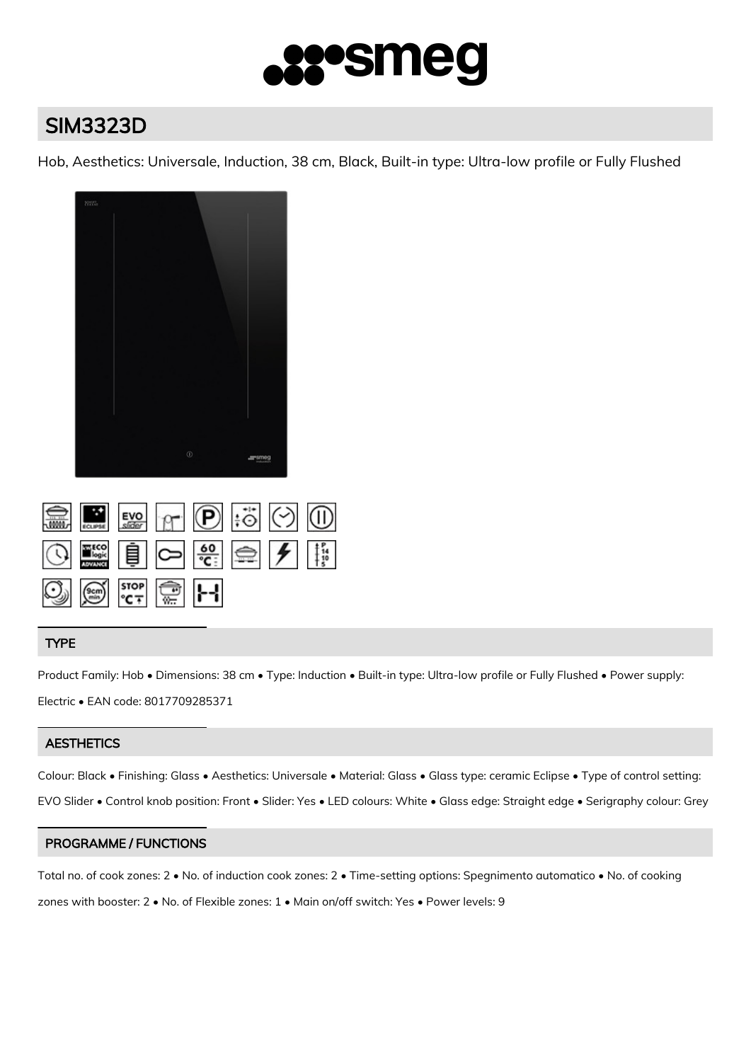# SIM3323D

Hob, Aesthetics: Universale, Induction, 38 cm, Black, Built-in type: Ultra-low profile or Fully Flushed

## TYPE

Product Family: Hob • Dimensions: 38 cm • Type: Induction • Built-in type: Ultra-low profile or Fully Flushed • Power supply: Electric • EAN code: 8017709285371

## AESTHETICS

Colour: Black • Finishing: Glass • Aesthetics: Universale • Material: Glass • Glass type: ceramic Eclipse • Type of control setting: EVO Slider • Control knob position: Front • Slider: Yes • LED colours: White • Glass edge: Straight edge • Serigraphy colour: Grey

## PROGRAMME / FUNCTIONS

Total no. of cook zones: 2 • No. of induction cook zones: 2 • Time-setting options: Spegnimento automatico • No. of cooking zones with booster: 2 • No. of Flexible zones: 1 • Main on/off switch: Yes • Power levels: 9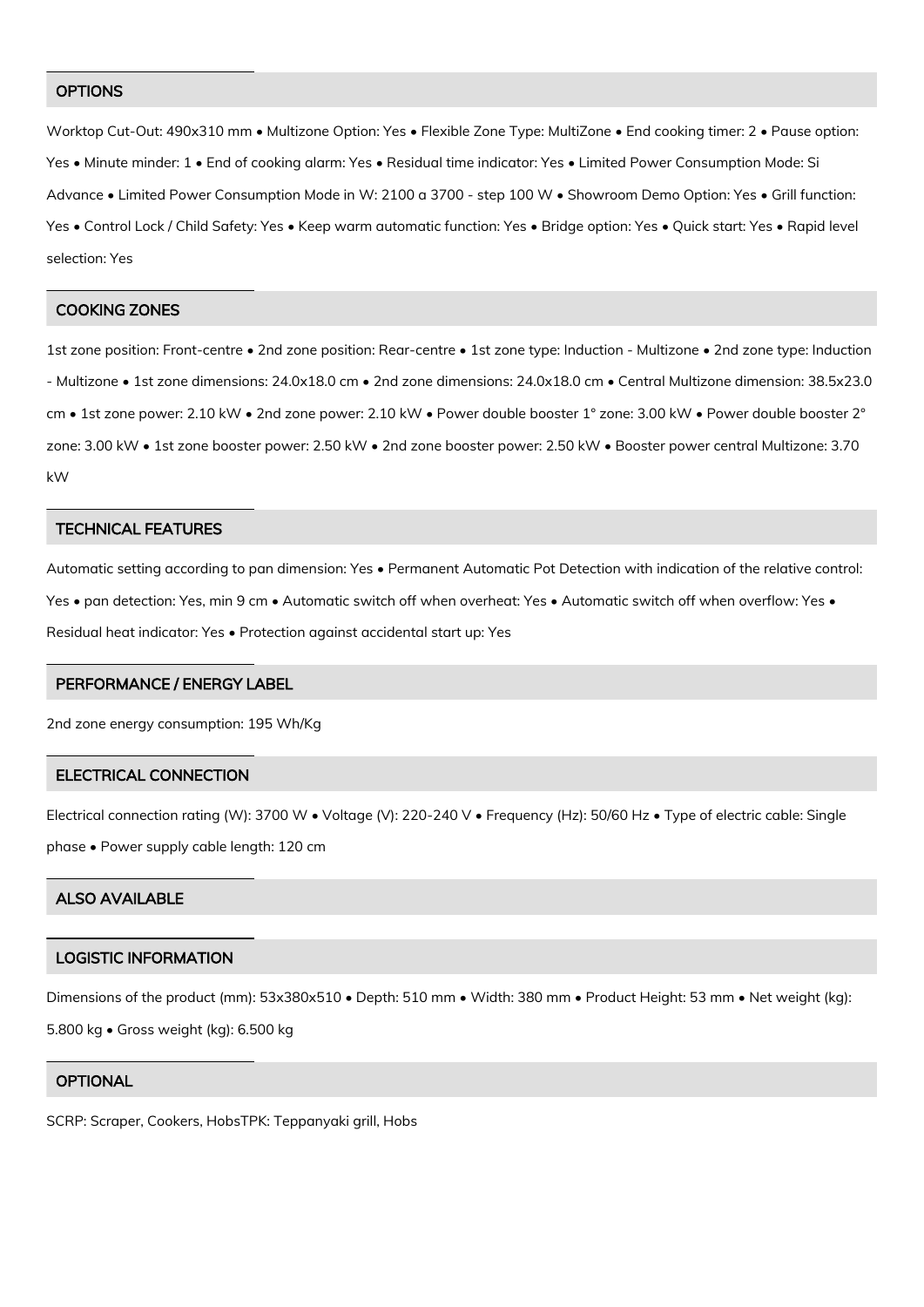## OPTIONS

Worktop Cut-Out: 490x310 mm • Multizone Option: Yes • Flexible Zone Type: MultiZone • End cooking timer: 2 • Pause option: Yes • Minute minder: 1 • End of cooking alarm: Yes • Residual time indicator: Yes • Limited Power Consumption Mode: Si Advance • Limited Power Consumption Mode in W: 2100 a 3700 - step 100 W • Showroom Demo Option: Yes • Grill function: Yes • Control Lock / Child Safety: Yes • Keep warm automatic function: Yes • Bridge option: Yes • Quick start: Yes • Rapid level selection: Yes

## COOKING ZONES

1st zone position: Front-centre • 2nd zone position: Rear-centre • 1st zone type: Induction - Multizone • 2nd zone type: Induction - Multizone • 1st zone dimensions: 24.0x18.0 cm • 2nd zone dimensions: 24.0x18.0 cm • Central Multizone dimension: 38.5x23.0 cm • 1st zone power: 2.10 kW • 2nd zone power: 2.10 kW • Power double booster 1° zone: 3.00 kW • Power double booster 2° zone: 3.00 kW • 1st zone booster power: 2.50 kW • 2nd zone booster power: 2.50 kW • Booster power central Multizone: 3.70 kW

## TECHNICAL FEATURES

Automatic setting according to pan dimension: Yes • Permanent Automatic Pot Detection with indication of the relative control: Yes • pan detection: Yes, min 9 cm • Automatic switch off when overheat: Yes • Automatic switch off when overflow: Yes • Residual heat indicator: Yes • Protection against accidental start up: Yes

## PERFORMANCE / ENERGY LABEL

2nd zone energy consumption: 195 Wh/Kg

## ELECTRICAL CONNECTION

Electrical connection rating (W): 3700 W • Voltage (V): 220-240 V • Frequency (Hz): 50/60 Hz • Type of electric cable: Single phase • Power supply cable length: 120 cm

## ALSO AVAILABLE

## LOGISTIC INFORMATION

Dimensions of the product (mm): 53x380x510 • Depth: 510 mm • Width: 380 mm • Product Height: 53 mm • Net weight (kg): 5.800 kg • Gross weight (kg): 6.500 kg

## OPTIONAL

SCRP: Scraper, Cookers, HobsTPK: Teppanyaki grill, Hobs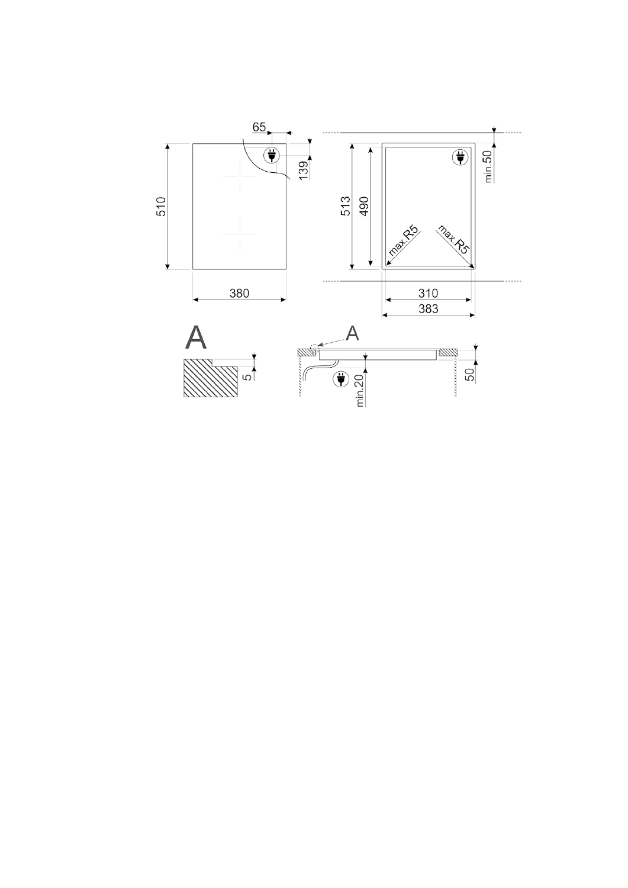65

139

510

380

513

490

min.50

max.R5

max.R5

310

383

A

5

A

min.20

50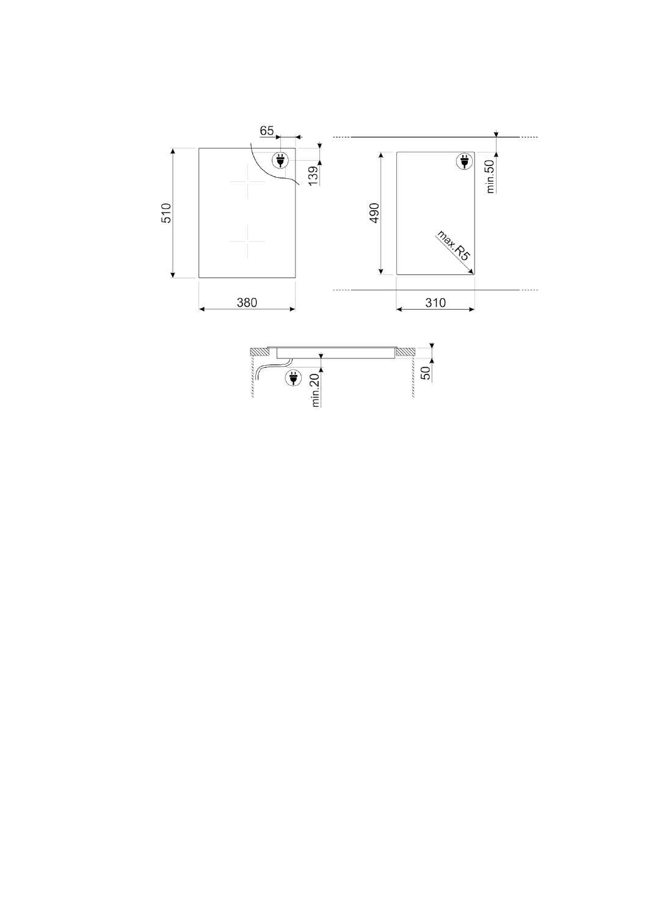65

139

510

380

490

min.50

max.R5

310

min.20

50